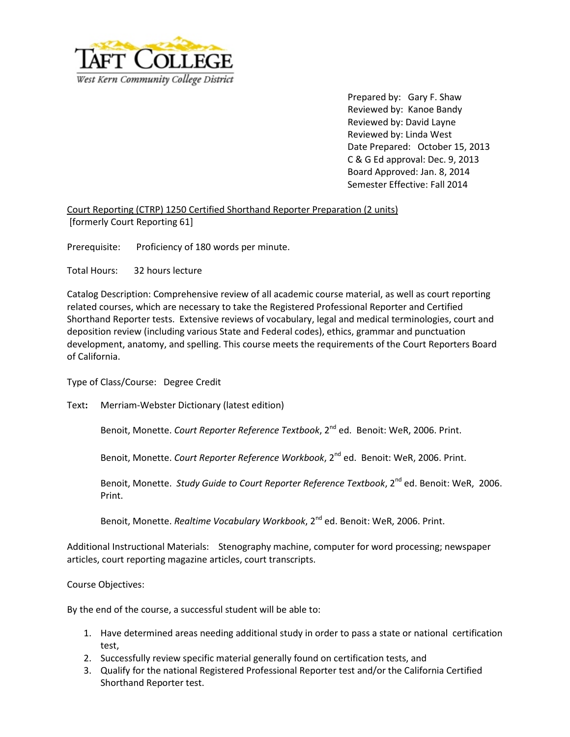Prepared by: Gary F. Shaw
Reviewed by: Kanoe Bandy
Reviewed by: David Layne
Reviewed by: Linda West
Date Prepared: October 15, 2013
C & G Ed approval: Dec. 9, 2013
Board Approved: Jan. 8, 2014
Semester Effective: Fall 2014

Court Reporting (CTRP) 1250 Certified Shorthand Reporter Preparation (2 units)
[formerly Court Reporting 61]

Prerequisite: Proficiency of 180 words per minute.

Total Hours: 32 hours lecture

Catalog Description: Comprehensive review of all academic course material, as well as court reporting related courses, which are necessary to take the Registered Professional Reporter and Certified Shorthand Reporter tests. Extensive reviews of vocabulary, legal and medical terminologies, court and deposition review (including various State and Federal codes), ethics, grammar and punctuation development, anatomy, and spelling. This course meets the requirements of the Court Reporters Board of California.

Type of Class/Course: Degree Credit

Text**:** Merriam-Webster Dictionary (latest edition)

Benoit, Monette. *Court Reporter Reference Textbook*, 2nd ed. Benoit: WeR, 2006. Print.

Benoit, Monette. *Court Reporter Reference Workbook*, 2nd ed. Benoit: WeR, 2006. Print.

Benoit, Monette. *Study Guide to Court Reporter Reference Textbook*, 2nd ed. Benoit: WeR, 2006. Print.

Benoit, Monette. *Realtime Vocabulary Workbook*, 2nd ed. Benoit: WeR, 2006. Print.

Additional Instructional Materials: Stenography machine, computer for word processing; newspaper articles, court reporting magazine articles, court transcripts.

Course Objectives:

By the end of the course, a successful student will be able to:

1. Have determined areas needing additional study in order to pass a state or national certification test,
2. Successfully review specific material generally found on certification tests, and
3. Qualify for the national Registered Professional Reporter test and/or the California Certified Shorthand Reporter test.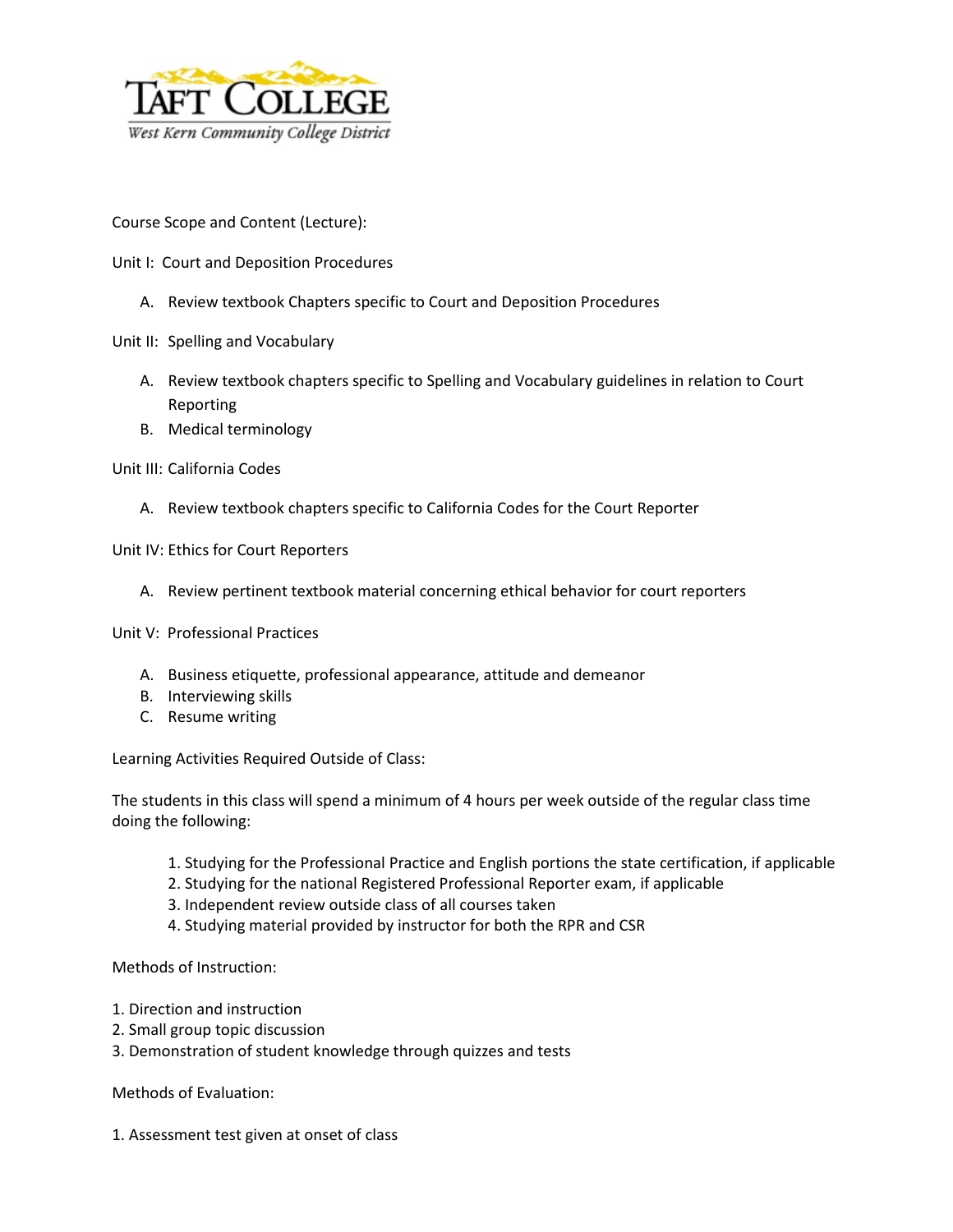Course Scope and Content (Lecture):

Unit I: Court and Deposition Procedures

A. Review textbook Chapters specific to Court and Deposition Procedures

Unit II: Spelling and Vocabulary

A. Review textbook chapters specific to Spelling and Vocabulary guidelines in relation to Court Reporting
B. Medical terminology

Unit III: California Codes

A. Review textbook chapters specific to California Codes for the Court Reporter

Unit IV: Ethics for Court Reporters

A. Review pertinent textbook material concerning ethical behavior for court reporters

Unit V: Professional Practices

A. Business etiquette, professional appearance, attitude and demeanor
B. Interviewing skills
C. Resume writing

Learning Activities Required Outside of Class:

The students in this class will spend a minimum of 4 hours per week outside of the regular class time doing the following:

1. Studying for the Professional Practice and English portions the state certification, if applicable
2. Studying for the national Registered Professional Reporter exam, if applicable
3. Independent review outside class of all courses taken
4. Studying material provided by instructor for both the RPR and CSR

Methods of Instruction:

1. Direction and instruction
2. Small group topic discussion
3. Demonstration of student knowledge through quizzes and tests

Methods of Evaluation:

1. Assessment test given at onset of class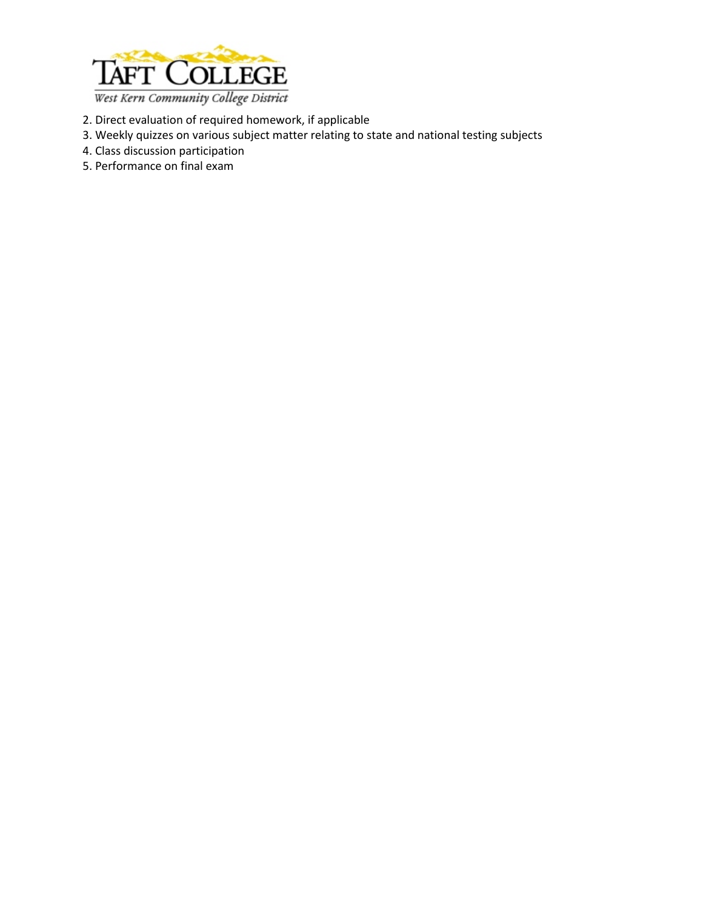2. Direct evaluation of required homework, if applicable
3. Weekly quizzes on various subject matter relating to state and national testing subjects
4. Class discussion participation
5. Performance on final exam